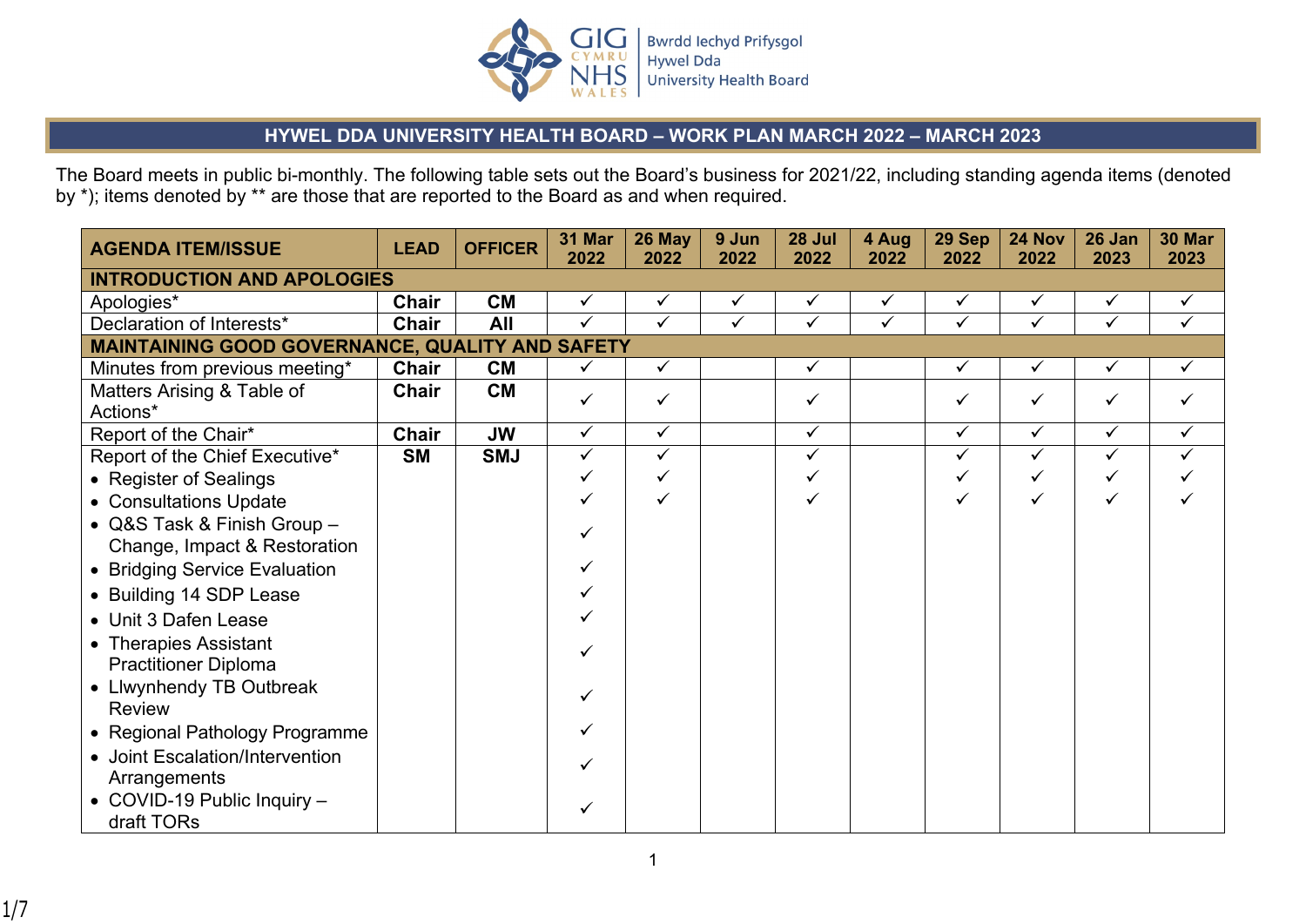## HYWEL DDA UNIVERSITY HEALTH BOARD – WORK PLAN MARCH 2022 – MARCH 2023

The Board meets in public bi-monthly. The following table sets out the Board's business for 2021/22, including standing agenda items (denoted by *); items denoted by ** are those that are reported to the Board as and when required.

| AGENDA ITEM/ISSUE | LEAD | OFFICER | 31 Mar 2022 | 26 May 2022 | 9 Jun 2022 | 28 Jul 2022 | 4 Aug 2022 | 29 Sep 2022 | 24 Nov 2022 | 26 Jan 2023 | 30 Mar 2023 |
|---|---|---|---|---|---|---|---|---|---|---|---|
| **INTRODUCTION AND APOLOGIES** | | | | | | | | | | | |
| Apologies* | **Chair** | **CM** | ✓ | ✓ | ✓ | ✓ | ✓ | ✓ | ✓ | ✓ | ✓ |
| Declaration of Interests* | **Chair** | **All** | ✓ | ✓ | ✓ | ✓ | ✓ | ✓ | ✓ | ✓ | ✓ |
| **MAINTAINING GOOD GOVERNANCE, QUALITY AND SAFETY** | | | | | | | | | | | |
| Minutes from previous meeting* | **Chair** | **CM** | ✓ | ✓ | | ✓ | | ✓ | ✓ | ✓ | ✓ |
| Matters Arising & Table of Actions* | **Chair** | **CM** | ✓ | ✓ | | ✓ | | ✓ | ✓ | ✓ | ✓ |
| Report of the Chair* | **Chair** | **JW** | ✓ | ✓ | | ✓ | | ✓ | ✓ | ✓ | ✓ |
| Report of the Chief Executive* | **SM** | **SMJ** | ✓ | ✓ | | ✓ | | ✓ | ✓ | ✓ | ✓ |
| • Register of Sealings | | | ✓ | ✓ | | ✓ | | ✓ | ✓ | ✓ | ✓ |
| • Consultations Update | | | ✓ | ✓ | | ✓ | | ✓ | ✓ | ✓ | ✓ |
| • Q&S Task & Finish Group – Change, Impact & Restoration | | | ✓ | | | | | | | | |
| • Bridging Service Evaluation | | | ✓ | | | | | | | | |
| • Building 14 SDP Lease | | | ✓ | | | | | | | | |
| • Unit 3 Dafen Lease | | | ✓ | | | | | | | | |
| • Therapies Assistant Practitioner Diploma | | | ✓ | | | | | | | | |
| • Llwynhendy TB Outbreak Review | | | ✓ | | | | | | | | |
| • Regional Pathology Programme | | | ✓ | | | | | | | | |
| • Joint Escalation/Intervention Arrangements | | | ✓ | | | | | | | | |
| • COVID-19 Public Inquiry – draft TORs | | | ✓ | | | | | | | | |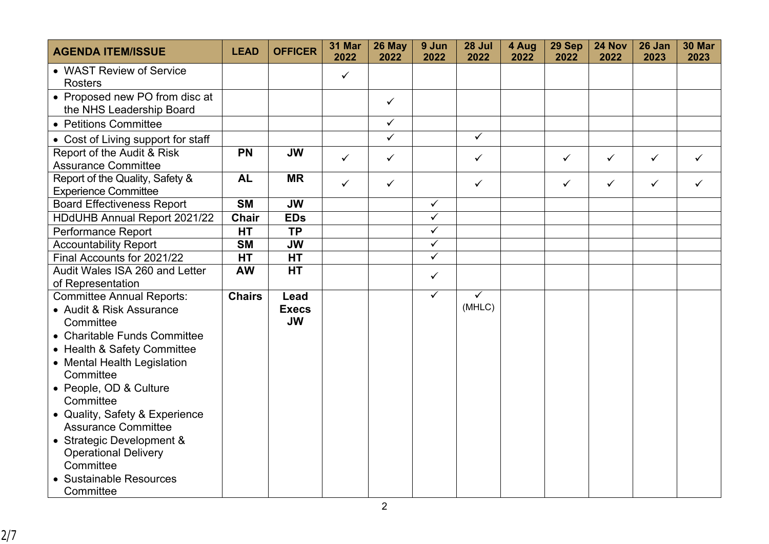| AGENDA ITEM/ISSUE | LEAD | OFFICER | 31 Mar 2022 | 26 May 2022 | 9 Jun 2022 | 28 Jul 2022 | 4 Aug 2022 | 29 Sep 2022 | 24 Nov 2022 | 26 Jan 2023 | 30 Mar 2023 |
|---|---|---|---|---|---|---|---|---|---|---|---|
| • WAST Review of Service Rosters | | | ✓ | | | | | | | | |
| • Proposed new PO from disc at the NHS Leadership Board | | | | ✓ | | | | | | | |
| • Petitions Committee | | | | ✓ | | | | | | | |
| • Cost of Living support for staff | | | | ✓ | | ✓ | | | | | |
| Report of the Audit & Risk Assurance Committee | **PN** | **JW** | ✓ | ✓ | | ✓ | | ✓ | ✓ | ✓ | ✓ |
| Report of the Quality, Safety & Experience Committee | **AL** | **MR** | ✓ | ✓ | | ✓ | | ✓ | ✓ | ✓ | ✓ |
| Board Effectiveness Report | **SM** | **JW** | | | ✓ | | | | | | |
| HDdUHB Annual Report 2021/22 | **Chair** | **EDs** | | | ✓ | | | | | | |
| Performance Report | **HT** | **TP** | | | ✓ | | | | | | |
| Accountability Report | **SM** | **JW** | | | ✓ | | | | | | |
| Final Accounts for 2021/22 | **HT** | **HT** | | | ✓ | | | | | | |
| Audit Wales ISA 260 and Letter of Representation | **AW** | **HT** | | | ✓ | | | | | | |
| Committee Annual Reports:<br>• Audit & Risk Assurance Committee<br>• Charitable Funds Committee<br>• Health & Safety Committee<br>• Mental Health Legislation Committee<br>• People, OD & Culture Committee<br>• Quality, Safety & Experience Assurance Committee<br>• Strategic Development & Operational Delivery Committee<br>• Sustainable Resources Committee | **Chairs** | **Lead Execs JW** | | | ✓ | ✓ (MHLC) | | | | | |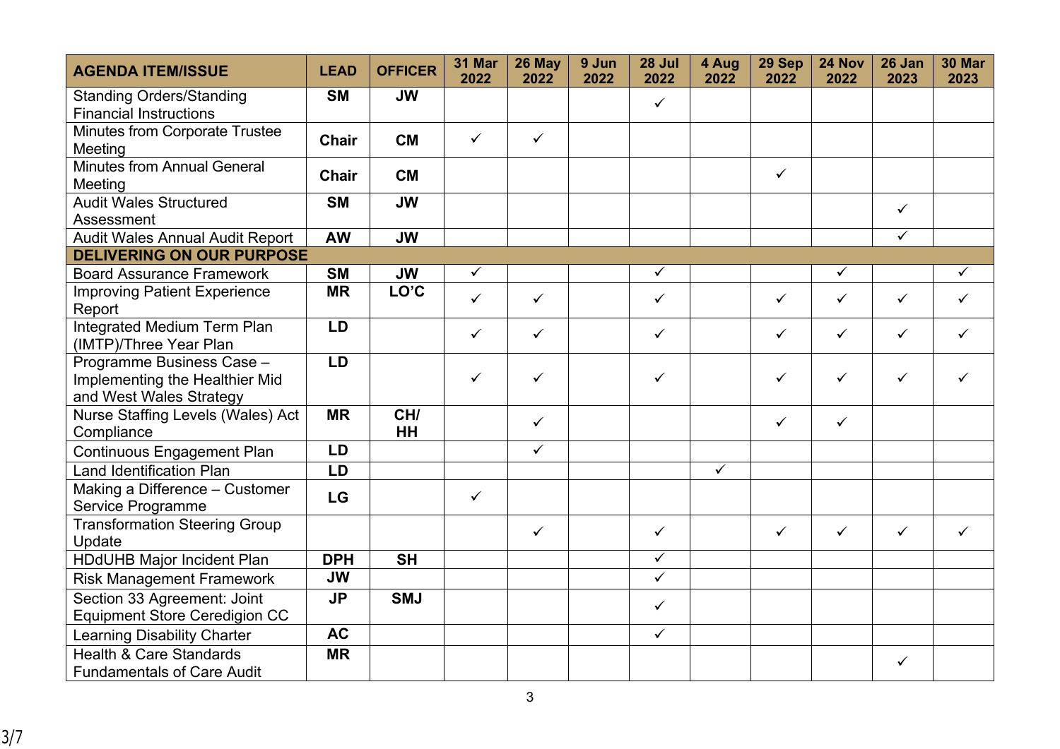| AGENDA ITEM/ISSUE | LEAD | OFFICER | 31 Mar 2022 | 26 May 2022 | 9 Jun 2022 | 28 Jul 2022 | 4 Aug 2022 | 29 Sep 2022 | 24 Nov 2022 | 26 Jan 2023 | 30 Mar 2023 |
|---|---|---|---|---|---|---|---|---|---|---|---|
| Standing Orders/Standing Financial Instructions | **SM** | **JW** | | | | ✓ | | | | | |
| Minutes from Corporate Trustee Meeting | **Chair** | **CM** | ✓ | ✓ | | | | | | | |
| Minutes from Annual General Meeting | **Chair** | **CM** | | | | | | ✓ | | | |
| Audit Wales Structured Assessment | **SM** | **JW** | | | | | | | | ✓ | |
| Audit Wales Annual Audit Report | **AW** | **JW** | | | | | | | | ✓ | |
| **DELIVERING ON OUR PURPOSE** | | | | | | | | | | | |
| Board Assurance Framework | **SM** | **JW** | ✓ | | | ✓ | | | ✓ | | ✓ |
| Improving Patient Experience Report | **MR** | **LO'C** | ✓ | ✓ | | ✓ | | ✓ | ✓ | ✓ | ✓ |
| Integrated Medium Term Plan (IMTP)/Three Year Plan | **LD** | | ✓ | ✓ | | ✓ | | ✓ | ✓ | ✓ | ✓ |
| Programme Business Case – Implementing the Healthier Mid and West Wales Strategy | **LD** | | ✓ | ✓ | | ✓ | | ✓ | ✓ | ✓ | ✓ |
| Nurse Staffing Levels (Wales) Act Compliance | **MR** | **CH/ HH** | | ✓ | | | | ✓ | ✓ | | |
| Continuous Engagement Plan | **LD** | | | ✓ | | | | | | | |
| Land Identification Plan | **LD** | | | | | | ✓ | | | | |
| Making a Difference – Customer Service Programme | **LG** | | ✓ | | | | | | | | |
| Transformation Steering Group Update | | | | ✓ | | ✓ | | ✓ | ✓ | ✓ | ✓ |
| HDdUHB Major Incident Plan | **DPH** | **SH** | | | | ✓ | | | | | |
| Risk Management Framework | **JW** | | | | | ✓ | | | | | |
| Section 33 Agreement: Joint Equipment Store Ceredigion CC | **JP** | **SMJ** | | | | ✓ | | | | | |
| Learning Disability Charter | **AC** | | | | | ✓ | | | | | |
| Health & Care Standards Fundamentals of Care Audit | **MR** | | | | | | | | | ✓ | |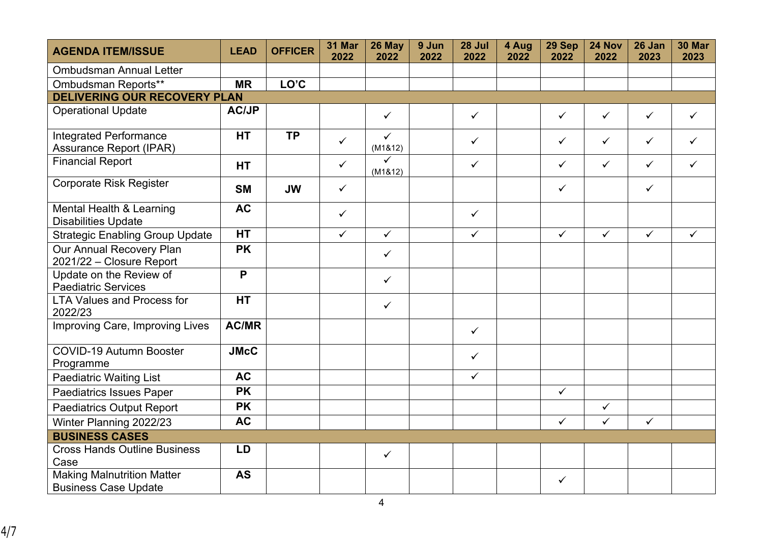| AGENDA ITEM/ISSUE | LEAD | OFFICER | 31 Mar 2022 | 26 May 2022 | 9 Jun 2022 | 28 Jul 2022 | 4 Aug 2022 | 29 Sep 2022 | 24 Nov 2022 | 26 Jan 2023 | 30 Mar 2023 |
|---|---|---|---|---|---|---|---|---|---|---|---|
| Ombudsman Annual Letter | | | | | | | | | | | |
| Ombudsman Reports** | **MR** | **LO'C** | | | | | | | | | |
| **DELIVERING OUR RECOVERY PLAN** | | | | | | | | | | | |
| Operational Update | **AC/JP** | | | ✓ | | ✓ | | ✓ | ✓ | ✓ | ✓ |
| Integrated Performance Assurance Report (IPAR) | **HT** | **TP** | ✓ | ✓ (M1&12) | | ✓ | | ✓ | ✓ | ✓ | ✓ |
| Financial Report | **HT** | | ✓ | ✓ (M1&12) | | ✓ | | ✓ | ✓ | ✓ | ✓ |
| Corporate Risk Register | **SM** | **JW** | ✓ | | | | | ✓ | | ✓ | |
| Mental Health & Learning Disabilities Update | **AC** | | ✓ | | | ✓ | | | | | |
| Strategic Enabling Group Update | **HT** | | ✓ | ✓ | | ✓ | | ✓ | ✓ | ✓ | ✓ |
| Our Annual Recovery Plan 2021/22 – Closure Report | **PK** | | | ✓ | | | | | | | |
| Update on the Review of Paediatric Services | **P** | | | ✓ | | | | | | | |
| LTA Values and Process for 2022/23 | **HT** | | | ✓ | | | | | | | |
| Improving Care, Improving Lives | **AC/MR** | | | | | ✓ | | | | | |
| COVID-19 Autumn Booster Programme | **JMcC** | | | | | ✓ | | | | | |
| Paediatric Waiting List | **AC** | | | | | ✓ | | | | | |
| Paediatrics Issues Paper | **PK** | | | | | | | ✓ | | | |
| Paediatrics Output Report | **PK** | | | | | | | | ✓ | | |
| Winter Planning 2022/23 | **AC** | | | | | | | ✓ | ✓ | ✓ | |
| **BUSINESS CASES** | | | | | | | | | | | |
| Cross Hands Outline Business Case | **LD** | | | ✓ | | | | | | | |
| Making Malnutrition Matter Business Case Update | **AS** | | | | | | | ✓ | | | |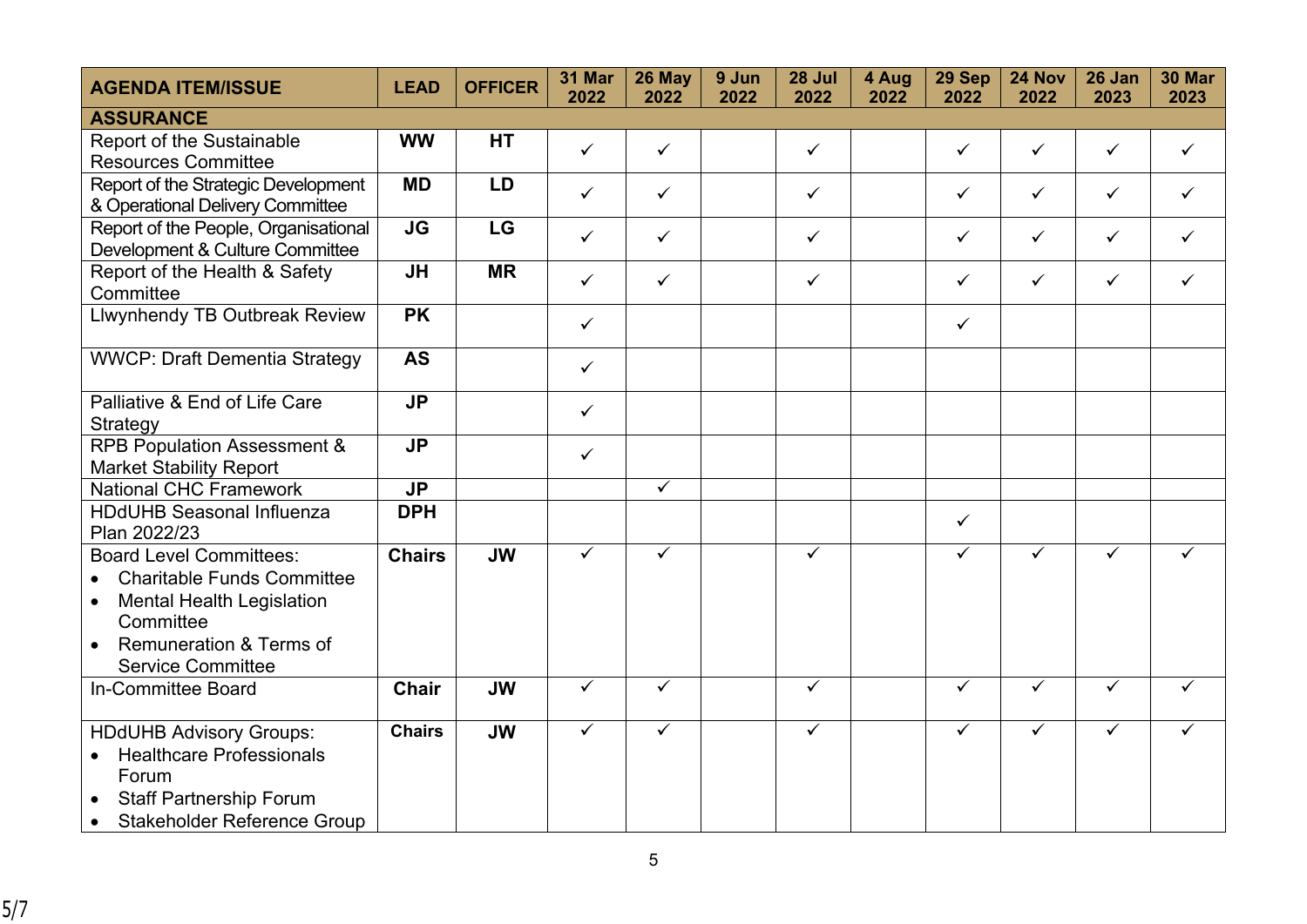| AGENDA ITEM/ISSUE | LEAD | OFFICER | 31 Mar 2022 | 26 May 2022 | 9 Jun 2022 | 28 Jul 2022 | 4 Aug 2022 | 29 Sep 2022 | 24 Nov 2022 | 26 Jan 2023 | 30 Mar 2023 |
|---|---|---|---|---|---|---|---|---|---|---|---|
| **ASSURANCE** | | | | | | | | | | | |
| Report of the Sustainable Resources Committee | **WW** | **HT** | ✓ | ✓ | | ✓ | | ✓ | ✓ | ✓ | ✓ |
| Report of the Strategic Development & Operational Delivery Committee | **MD** | **LD** | ✓ | ✓ | | ✓ | | ✓ | ✓ | ✓ | ✓ |
| Report of the People, Organisational Development & Culture Committee | **JG** | **LG** | ✓ | ✓ | | ✓ | | ✓ | ✓ | ✓ | ✓ |
| Report of the Health & Safety Committee | **JH** | **MR** | ✓ | ✓ | | ✓ | | ✓ | ✓ | ✓ | ✓ |
| Llwynhendy TB Outbreak Review | **PK** | | ✓ | | | | | ✓ | | | |
| WWCP: Draft Dementia Strategy | **AS** | | ✓ | | | | | | | | |
| Palliative & End of Life Care Strategy | **JP** | | ✓ | | | | | | | | |
| RPB Population Assessment & Market Stability Report | **JP** | | ✓ | | | | | | | | |
| National CHC Framework | **JP** | | | ✓ | | | | | | | |
| HDdUHB Seasonal Influenza Plan 2022/23 | **DPH** | | | | | | | ✓ | | | |
| Board Level Committees:<br>• Charitable Funds Committee<br>• Mental Health Legislation Committee<br>• Remuneration & Terms of Service Committee | **Chairs** | **JW** | ✓ | ✓ | | ✓ | | ✓ | ✓ | ✓ | ✓ |
| In-Committee Board | **Chair** | **JW** | ✓ | ✓ | | ✓ | | ✓ | ✓ | ✓ | ✓ |
| HDdUHB Advisory Groups:<br>• Healthcare Professionals Forum<br>• Staff Partnership Forum<br>• Stakeholder Reference Group | **Chairs** | **JW** | ✓ | ✓ | | ✓ | | ✓ | ✓ | ✓ | ✓ |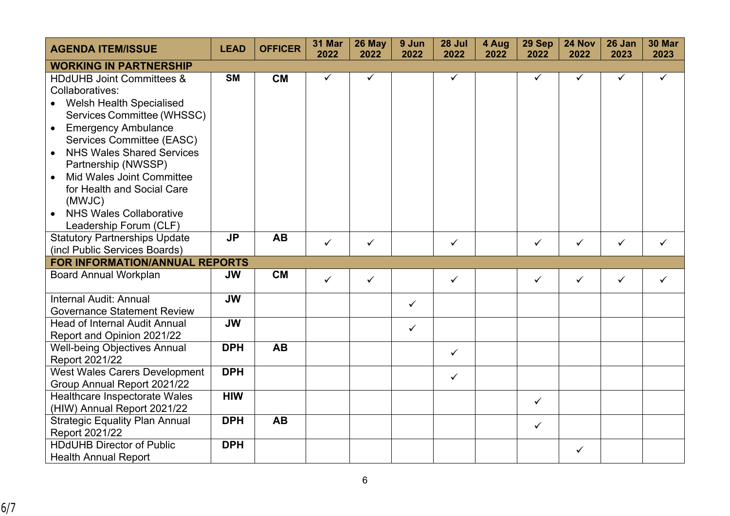| AGENDA ITEM/ISSUE | LEAD | OFFICER | 31 Mar 2022 | 26 May 2022 | 9 Jun 2022 | 28 Jul 2022 | 4 Aug 2022 | 29 Sep 2022 | 24 Nov 2022 | 26 Jan 2023 | 30 Mar 2023 |
|---|---|---|---|---|---|---|---|---|---|---|---|
| **WORKING IN PARTNERSHIP** | | | | | | | | | | | |
| HDdUHB Joint Committees & Collaboratives:<br>• Welsh Health Specialised Services Committee (WHSSC)<br>• Emergency Ambulance Services Committee (EASC)<br>• NHS Wales Shared Services Partnership (NWSSP)<br>• Mid Wales Joint Committee for Health and Social Care (MWJC)<br>• NHS Wales Collaborative Leadership Forum (CLF) | **SM** | **CM** | ✓ | ✓ | | ✓ | | ✓ | ✓ | ✓ | ✓ |
| Statutory Partnerships Update (incl Public Services Boards) | **JP** | **AB** | ✓ | ✓ | | ✓ | | ✓ | ✓ | ✓ | ✓ |
| **FOR INFORMATION/ANNUAL REPORTS** | | | | | | | | | | | |
| Board Annual Workplan | **JW** | **CM** | ✓ | ✓ | | ✓ | | ✓ | ✓ | ✓ | ✓ |
| Internal Audit: Annual Governance Statement Review | **JW** | | | | ✓ | | | | | | |
| Head of Internal Audit Annual Report and Opinion 2021/22 | **JW** | | | | ✓ | | | | | | |
| Well-being Objectives Annual Report 2021/22 | **DPH** | **AB** | | | | ✓ | | | | | |
| West Wales Carers Development Group Annual Report 2021/22 | **DPH** | | | | | ✓ | | | | | |
| Healthcare Inspectorate Wales (HIW) Annual Report 2021/22 | **HIW** | | | | | | | ✓ | | | |
| Strategic Equality Plan Annual Report 2021/22 | **DPH** | **AB** | | | | | | ✓ | | | |
| HDdUHB Director of Public Health Annual Report | **DPH** | | | | | | | | ✓ | | |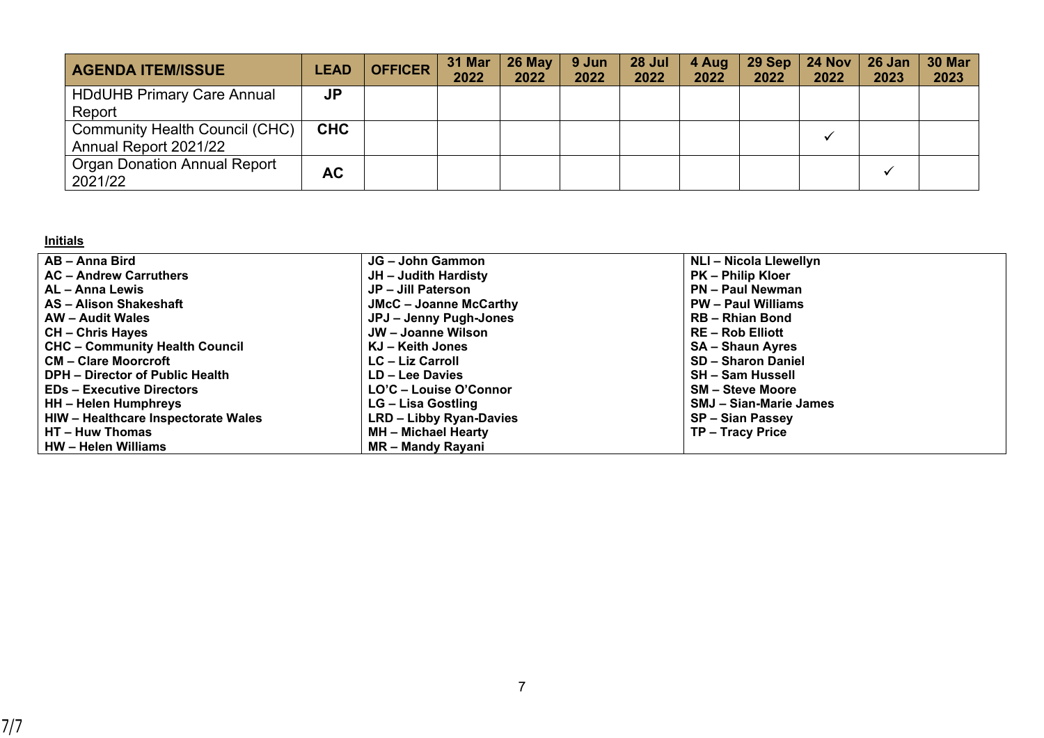| AGENDA ITEM/ISSUE | LEAD | OFFICER | 31 Mar 2022 | 26 May 2022 | 9 Jun 2022 | 28 Jul 2022 | 4 Aug 2022 | 29 Sep 2022 | 24 Nov 2022 | 26 Jan 2023 | 30 Mar 2023 |
|---|---|---|---|---|---|---|---|---|---|---|---|
| HDdUHB Primary Care Annual Report | JP | | | | | | | | | | |
| Community Health Council (CHC) Annual Report 2021/22 | CHC | | | | | | | | ✓ | | |
| Organ Donation Annual Report 2021/22 | AC | | | | | | | | | ✓ | |

**Initials**

| | | |
|---|---|---|
| **AB – Anna Bird** | **JG – John Gammon** | **NLl – Nicola Llewellyn** |
| **AC – Andrew Carruthers** | **JH – Judith Hardisty** | **PK – Philip Kloer** |
| **AL – Anna Lewis** | **JP – Jill Paterson** | **PN – Paul Newman** |
| **AS – Alison Shakeshaft** | **JMcC – Joanne McCarthy** | **PW – Paul Williams** |
| **AW – Audit Wales** | **JPJ – Jenny Pugh-Jones** | **RB – Rhian Bond** |
| **CH – Chris Hayes** | **JW – Joanne Wilson** | **RE – Rob Elliott** |
| **CHC – Community Health Council** | **KJ – Keith Jones** | **SA – Shaun Ayres** |
| **CM – Clare Moorcroft** | **LC – Liz Carroll** | **SD – Sharon Daniel** |
| **DPH – Director of Public Health** | **LD – Lee Davies** | **SH – Sam Hussell** |
| **EDs – Executive Directors** | **LO'C – Louise O'Connor** | **SM – Steve Moore** |
| **HH – Helen Humphreys** | **LG – Lisa Gostling** | **SMJ – Sian-Marie James** |
| **HIW – Healthcare Inspectorate Wales** | **LRD – Libby Ryan-Davies** | **SP – Sian Passey** |
| **HT – Huw Thomas** | **MH – Michael Hearty** | **TP – Tracy Price** |
| **HW – Helen Williams** | **MR – Mandy Rayani** | |